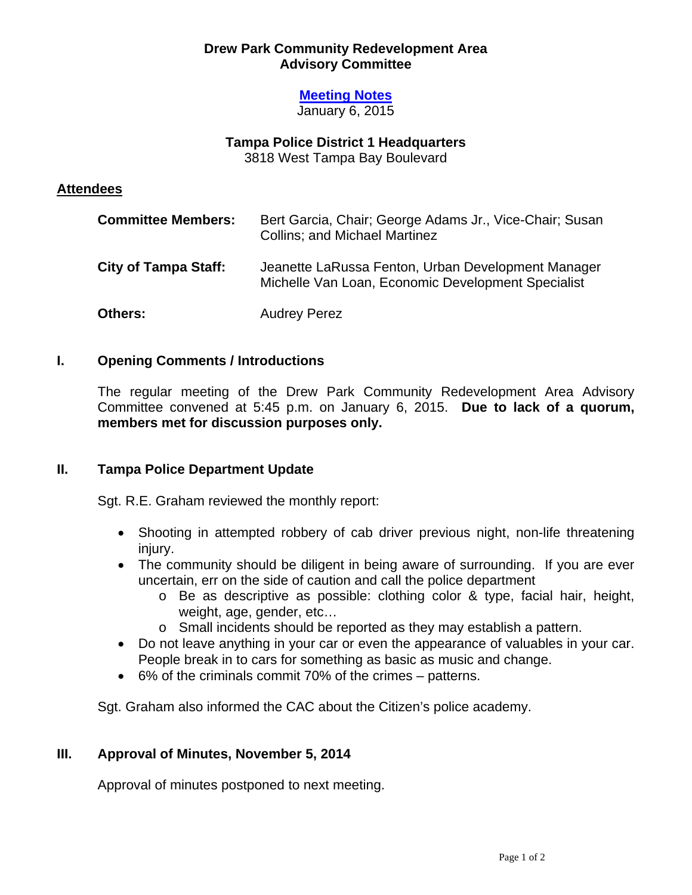# Drew Park Community Redevelopment Area Advisory Committee

**Meeting Notes**
January 6, 2015

**Tampa Police District 1 Headquarters**
3818 West Tampa Bay Boulevard

## Attendees

**Committee Members:** Bert Garcia, Chair; George Adams Jr., Vice-Chair; Susan Collins; and Michael Martinez

**City of Tampa Staff:** Jeanette LaRussa Fenton, Urban Development Manager
Michelle Van Loan, Economic Development Specialist

**Others:** Audrey Perez

## I. Opening Comments / Introductions

The regular meeting of the Drew Park Community Redevelopment Area Advisory Committee convened at 5:45 p.m. on January 6, 2015. **Due to lack of a quorum, members met for discussion purposes only.**

## II. Tampa Police Department Update

Sgt. R.E. Graham reviewed the monthly report:

- Shooting in attempted robbery of cab driver previous night, non-life threatening injury.
- The community should be diligent in being aware of surrounding. If you are ever uncertain, err on the side of caution and call the police department
  - Be as descriptive as possible: clothing color & type, facial hair, height, weight, age, gender, etc…
  - Small incidents should be reported as they may establish a pattern.
- Do not leave anything in your car or even the appearance of valuables in your car. People break in to cars for something as basic as music and change.
- 6% of the criminals commit 70% of the crimes – patterns.

Sgt. Graham also informed the CAC about the Citizen's police academy.

## III. Approval of Minutes, November 5, 2014

Approval of minutes postponed to next meeting.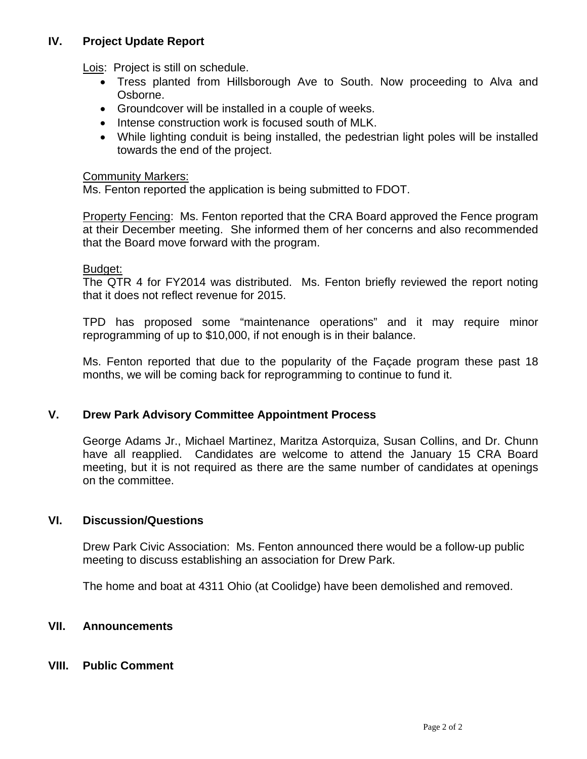## IV. Project Update Report

Lois: Project is still on schedule.

- Tress planted from Hillsborough Ave to South. Now proceeding to Alva and Osborne.
- Groundcover will be installed in a couple of weeks.
- Intense construction work is focused south of MLK.
- While lighting conduit is being installed, the pedestrian light poles will be installed towards the end of the project.

Community Markers:
Ms. Fenton reported the application is being submitted to FDOT.

Property Fencing: Ms. Fenton reported that the CRA Board approved the Fence program at their December meeting. She informed them of her concerns and also recommended that the Board move forward with the program.

Budget:
The QTR 4 for FY2014 was distributed. Ms. Fenton briefly reviewed the report noting that it does not reflect revenue for 2015.

TPD has proposed some "maintenance operations" and it may require minor reprogramming of up to $10,000, if not enough is in their balance.

Ms. Fenton reported that due to the popularity of the Façade program these past 18 months, we will be coming back for reprogramming to continue to fund it.

## V. Drew Park Advisory Committee Appointment Process

George Adams Jr., Michael Martinez, Maritza Astorquiza, Susan Collins, and Dr. Chunn have all reapplied. Candidates are welcome to attend the January 15 CRA Board meeting, but it is not required as there are the same number of candidates at openings on the committee.

## VI. Discussion/Questions

Drew Park Civic Association: Ms. Fenton announced there would be a follow-up public meeting to discuss establishing an association for Drew Park.

The home and boat at 4311 Ohio (at Coolidge) have been demolished and removed.

## VII. Announcements

## VIII. Public Comment